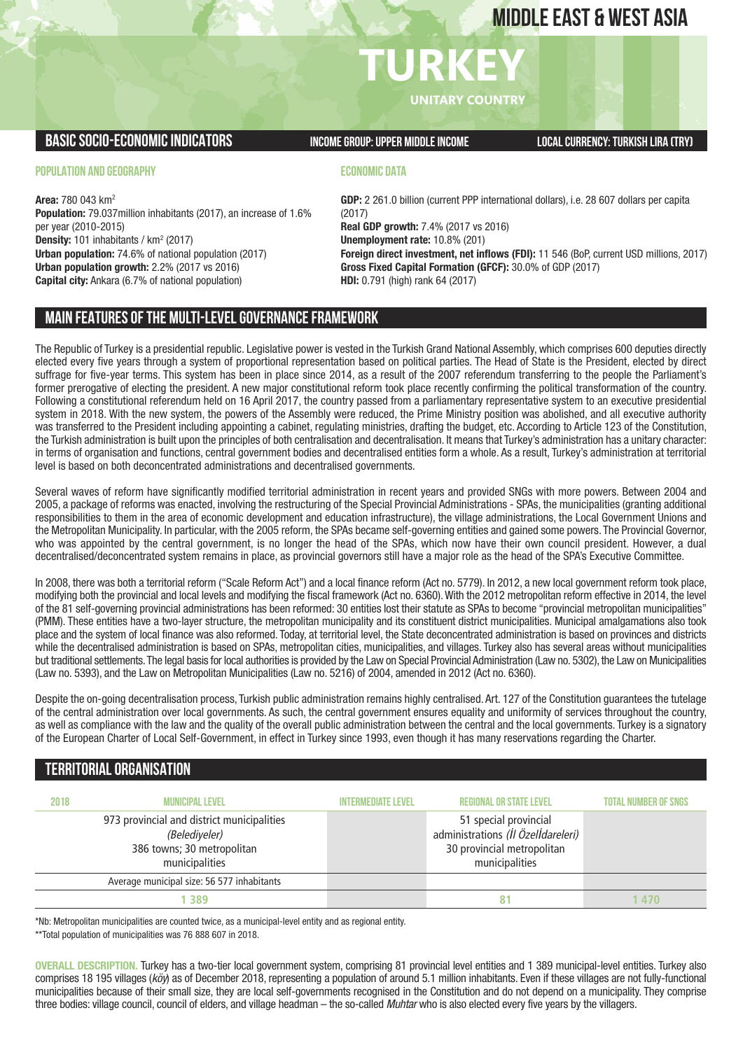# MIDDLE EAST & WEST ASIA

# TURKEY

UNITARY COUNTRY

## BASIC SOCIO-ECONOMIC INDICATORS

**INCOME GROUP: UPPER MIDDLE INCOME**

**LOCAL CURRENCY: TURKISH LIRA (TRY)**

### POPULATION AND GEOGRAPHY

**Area:** 780 043 km$^2$
**Population:** 79.037million inhabitants (2017), an increase of 1.6% per year (2010-2015)
**Density:** 101 inhabitants / km$^2$ (2017)
**Urban population:** 74.6% of national population (2017)
**Urban population growth:** 2.2% (2017 vs 2016)
**Capital city:** Ankara (6.7% of national population)

### ECONOMIC DATA

**GDP:** 2 261.0 billion (current PPP international dollars), i.e. 28 607 dollars per capita (2017)
**Real GDP growth:** 7.4% (2017 vs 2016)
**Unemployment rate:** 10.8% (201)
**Foreign direct investment, net inflows (FDI):** 11 546 (BoP, current USD millions, 2017)
**Gross Fixed Capital Formation (GFCF):** 30.0% of GDP (2017)
**HDI:** 0.791 (high) rank 64 (2017)

## MAIN FEATURES OF THE MULTI-LEVEL GOVERNANCE FRAMEWORK

The Republic of Turkey is a presidential republic. Legislative power is vested in the Turkish Grand National Assembly, which comprises 600 deputies directly elected every five years through a system of proportional representation based on political parties. The Head of State is the President, elected by direct suffrage for five-year terms. This system has been in place since 2014, as a result of the 2007 referendum transferring to the people the Parliament's former prerogative of electing the president. A new major constitutional reform took place recently confirming the political transformation of the country. Following a constitutional referendum held on 16 April 2017, the country passed from a parliamentary representative system to an executive presidential system in 2018. With the new system, the powers of the Assembly were reduced, the Prime Ministry position was abolished, and all executive authority was transferred to the President including appointing a cabinet, regulating ministries, drafting the budget, etc. According to Article 123 of the Constitution, the Turkish administration is built upon the principles of both centralisation and decentralisation. It means that Turkey's administration has a unitary character: in terms of organisation and functions, central government bodies and decentralised entities form a whole. As a result, Turkey's administration at territorial level is based on both deconcentrated administrations and decentralised governments.

Several waves of reform have significantly modified territorial administration in recent years and provided SNGs with more powers. Between 2004 and 2005, a package of reforms was enacted, involving the restructuring of the Special Provincial Administrations - SPAs, the municipalities (granting additional responsibilities to them in the area of economic development and education infrastructure), the village administrations, the Local Government Unions and the Metropolitan Municipality. In particular, with the 2005 reform, the SPAs became self-governing entities and gained some powers. The Provincial Governor, who was appointed by the central government, is no longer the head of the SPAs, which now have their own council president. However, a dual decentralised/deconcentrated system remains in place, as provincial governors still have a major role as the head of the SPA's Executive Committee.

In 2008, there was both a territorial reform ("Scale Reform Act") and a local finance reform (Act no. 5779). In 2012, a new local government reform took place, modifying both the provincial and local levels and modifying the fiscal framework (Act no. 6360). With the 2012 metropolitan reform effective in 2014, the level of the 81 self-governing provincial administrations has been reformed: 30 entities lost their statute as SPAs to become "provincial metropolitan municipalities" (PMM). These entities have a two-layer structure, the metropolitan municipality and its constituent district municipalities. Municipal amalgamations also took place and the system of local finance was also reformed. Today, at territorial level, the State deconcentrated administration is based on provinces and districts while the decentralised administration is based on SPAs, metropolitan cities, municipalities, and villages. Turkey also has several areas without municipalities but traditional settlements. The legal basis for local authorities is provided by the Law on Special Provincial Administration (Law no. 5302), the Law on Municipalities (Law no. 5393), and the Law on Metropolitan Municipalities (Law no. 5216) of 2004, amended in 2012 (Act no. 6360).

Despite the on-going decentralisation process, Turkish public administration remains highly centralised. Art. 127 of the Constitution guarantees the tutelage of the central administration over local governments. As such, the central government ensures equality and uniformity of services throughout the country, as well as compliance with the law and the quality of the overall public administration between the central and the local governments. Turkey is a signatory of the European Charter of Local Self-Government, in effect in Turkey since 1993, even though it has many reservations regarding the Charter.

## TERRITORIAL ORGANISATION

| 2018 | MUNICIPAL LEVEL | INTERMEDIATE LEVEL | REGIONAL OR STATE LEVEL | TOTAL NUMBER OF SNGS |
|---|---|---|---|---|
| | 973 provincial and district municipalities *(Belediyeler)* 386 towns; 30 metropolitan municipalities | | 51 special provincial administrations *(İl Özelİdareleri)* 30 provincial metropolitan municipalities | |
| | Average municipal size: 56 577 inhabitants | | | |
| | 1 389 | | 81 | 1 470 |

\*Nb: Metropolitan municipalities are counted twice, as a municipal-level entity and as regional entity.

\*\*Total population of municipalities was 76 888 607 in 2018.

**OVERALL DESCRIPTION.** Turkey has a two-tier local government system, comprising 81 provincial level entities and 1 389 municipal-level entities. Turkey also comprises 18 195 villages (*köy*) as of December 2018, representing a population of around 5.1 million inhabitants. Even if these villages are not fully-functional municipalities because of their small size, they are local self-governments recognised in the Constitution and do not depend on a municipality. They comprise three bodies: village council, council of elders, and village headman – the so-called *Muhtar* who is also elected every five years by the villagers.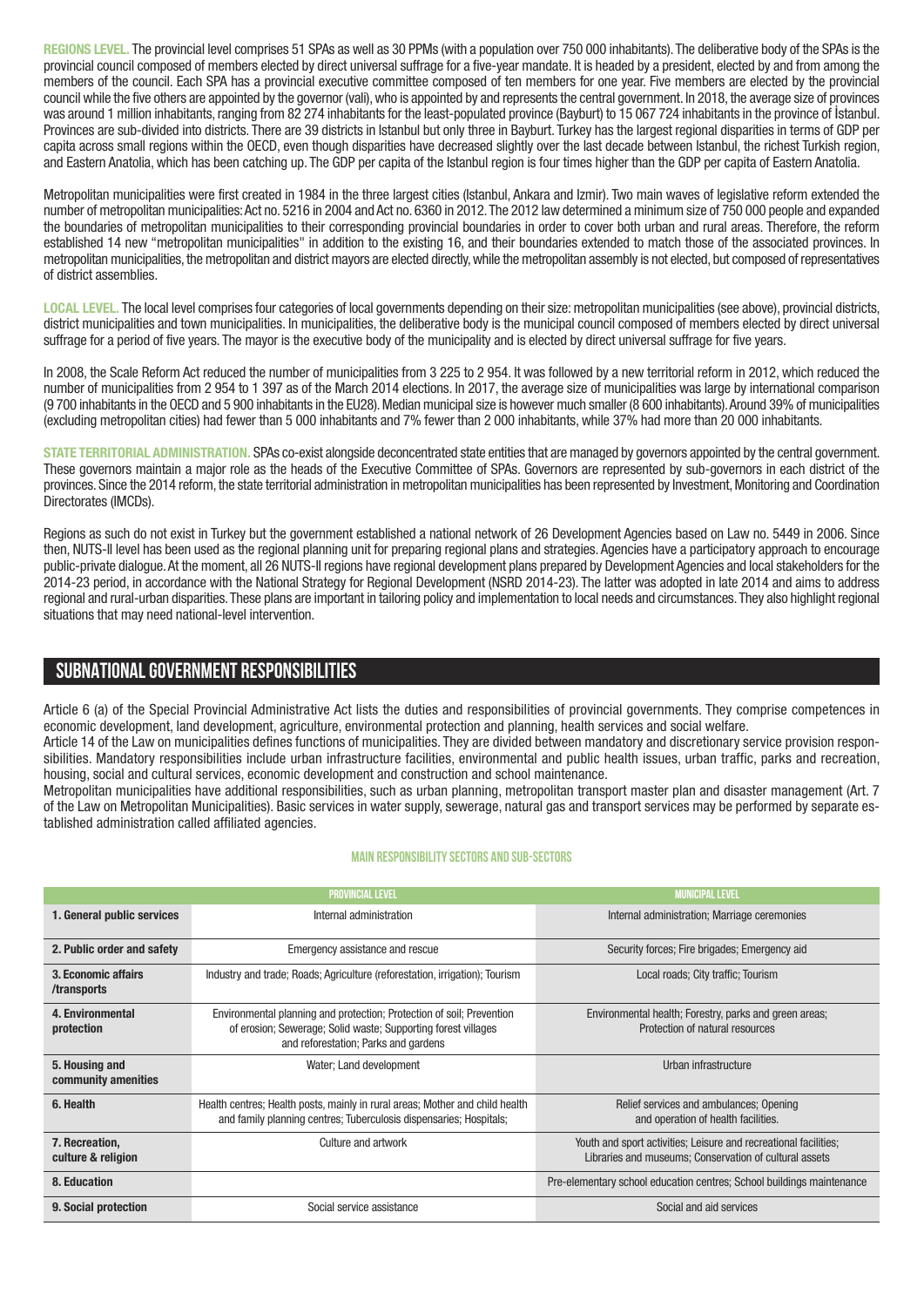**REGIONS LEVEL.** The provincial level comprises 51 SPAs as well as 30 PPMs (with a population over 750 000 inhabitants). The deliberative body of the SPAs is the provincial council composed of members elected by direct universal suffrage for a five-year mandate. It is headed by a president, elected by and from among the members of the council. Each SPA has a provincial executive committee composed of ten members for one year. Five members are elected by the provincial council while the five others are appointed by the governor (vali), who is appointed by and represents the central government. In 2018, the average size of provinces was around 1 million inhabitants, ranging from 82 274 inhabitants for the least-populated province (Bayburt) to 15 067 724 inhabitants in the province of İstanbul. Provinces are sub-divided into districts. There are 39 districts in Istanbul but only three in Bayburt. Turkey has the largest regional disparities in terms of GDP per capita across small regions within the OECD, even though disparities have decreased slightly over the last decade between Istanbul, the richest Turkish region, and Eastern Anatolia, which has been catching up. The GDP per capita of the Istanbul region is four times higher than the GDP per capita of Eastern Anatolia.

Metropolitan municipalities were first created in 1984 in the three largest cities (Istanbul, Ankara and Izmir). Two main waves of legislative reform extended the number of metropolitan municipalities: Act no. 5216 in 2004 and Act no. 6360 in 2012. The 2012 law determined a minimum size of 750 000 people and expanded the boundaries of metropolitan municipalities to their corresponding provincial boundaries in order to cover both urban and rural areas. Therefore, the reform established 14 new "metropolitan municipalities" in addition to the existing 16, and their boundaries extended to match those of the associated provinces. In metropolitan municipalities, the metropolitan and district mayors are elected directly, while the metropolitan assembly is not elected, but composed of representatives of district assemblies.

**LOCAL LEVEL.** The local level comprises four categories of local governments depending on their size: metropolitan municipalities (see above), provincial districts, district municipalities and town municipalities. In municipalities, the deliberative body is the municipal council composed of members elected by direct universal suffrage for a period of five years. The mayor is the executive body of the municipality and is elected by direct universal suffrage for five years.

In 2008, the Scale Reform Act reduced the number of municipalities from 3 225 to 2 954. It was followed by a new territorial reform in 2012, which reduced the number of municipalities from 2 954 to 1 397 as of the March 2014 elections. In 2017, the average size of municipalities was large by international comparison (9 700 inhabitants in the OECD and 5 900 inhabitants in the EU28). Median municipal size is however much smaller (8 600 inhabitants). Around 39% of municipalities (excluding metropolitan cities) had fewer than 5 000 inhabitants and 7% fewer than 2 000 inhabitants, while 37% had more than 20 000 inhabitants.

**STATE TERRITORIAL ADMINISTRATION.** SPAs co-exist alongside deconcentrated state entities that are managed by governors appointed by the central government. These governors maintain a major role as the heads of the Executive Committee of SPAs. Governors are represented by sub-governors in each district of the provinces. Since the 2014 reform, the state territorial administration in metropolitan municipalities has been represented by Investment, Monitoring and Coordination Directorates (IMCDs).

Regions as such do not exist in Turkey but the government established a national network of 26 Development Agencies based on Law no. 5449 in 2006. Since then, NUTS-II level has been used as the regional planning unit for preparing regional plans and strategies. Agencies have a participatory approach to encourage public-private dialogue. At the moment, all 26 NUTS-II regions have regional development plans prepared by Development Agencies and local stakeholders for the 2014-23 period, in accordance with the National Strategy for Regional Development (NSRD 2014-23). The latter was adopted in late 2014 and aims to address regional and rural-urban disparities. These plans are important in tailoring policy and implementation to local needs and circumstances. They also highlight regional situations that may need national-level intervention.

## SUBNATIONAL GOVERNMENT RESPONSIBILITIES

Article 6 (a) of the Special Provincial Administrative Act lists the duties and responsibilities of provincial governments. They comprise competences in economic development, land development, agriculture, environmental protection and planning, health services and social welfare.

Article 14 of the Law on municipalities defines functions of municipalities. They are divided between mandatory and discretionary service provision responsibilities. Mandatory responsibilities include urban infrastructure facilities, environmental and public health issues, urban traffic, parks and recreation, housing, social and cultural services, economic development and construction and school maintenance.

Metropolitan municipalities have additional responsibilities, such as urban planning, metropolitan transport master plan and disaster management (Art. 7 of the Law on Metropolitan Municipalities). Basic services in water supply, sewerage, natural gas and transport services may be performed by separate established administration called affiliated agencies.

#### MAIN RESPONSIBILITY SECTORS AND SUB-SECTORS

| | PROVINCIAL LEVEL | MUNICIPAL LEVEL |
|---|---|---|
| **1. General public services** | Internal administration | Internal administration; Marriage ceremonies |
| **2. Public order and safety** | Emergency assistance and rescue | Security forces; Fire brigades; Emergency aid |
| **3. Economic affairs /transports** | Industry and trade; Roads; Agriculture (reforestation, irrigation); Tourism | Local roads; City traffic; Tourism |
| **4. Environmental protection** | Environmental planning and protection; Protection of soil; Prevention of erosion; Sewerage; Solid waste; Supporting forest villages and reforestation; Parks and gardens | Environmental health; Forestry, parks and green areas; Protection of natural resources |
| **5. Housing and community amenities** | Water; Land development | Urban infrastructure |
| **6. Health** | Health centres; Health posts, mainly in rural areas; Mother and child health and family planning centres; Tuberculosis dispensaries; Hospitals; | Relief services and ambulances; Opening and operation of health facilities. |
| **7. Recreation, culture & religion** | Culture and artwork | Youth and sport activities; Leisure and recreational facilities; Libraries and museums; Conservation of cultural assets |
| **8. Education** | | Pre-elementary school education centres; School buildings maintenance |
| **9. Social protection** | Social service assistance | Social and aid services |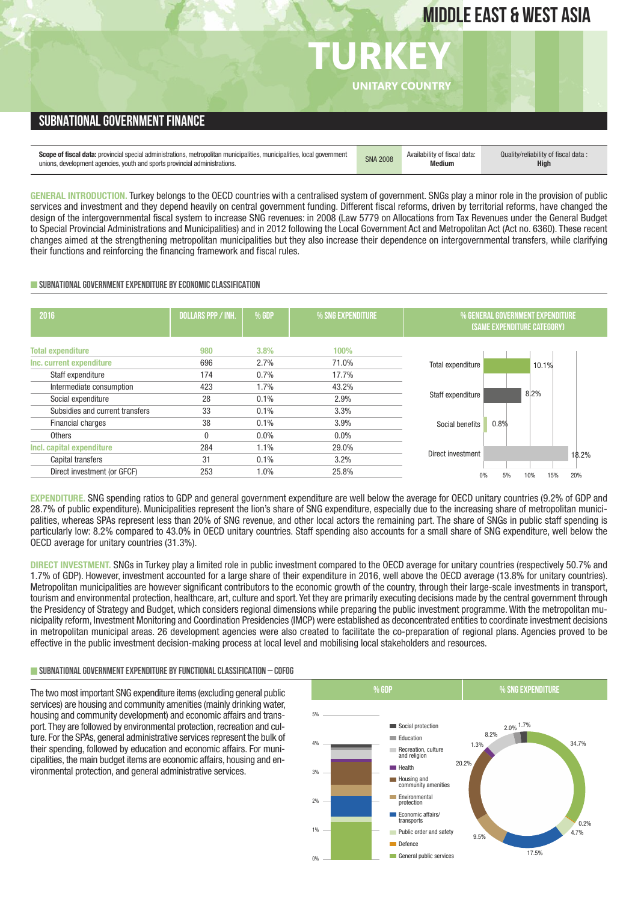# MIDDLE EAST & WEST ASIA

# TURKEY

UNITARY COUNTRY

## SUBNATIONAL GOVERNMENT FINANCE

| **Scope of fiscal data:** provincial special administrations, metropolitan municipalities, municipalities, local government unions, development agencies, youth and sports provincial administrations. | SNA 2008 | Availability of fiscal data: **Medium** | Quality/reliability of fiscal data : **High** |
|---|---|---|---|

**GENERAL INTRODUCTION.** Turkey belongs to the OECD countries with a centralised system of government. SNGs play a minor role in the provision of public services and investment and they depend heavily on central government funding. Different fiscal reforms, driven by territorial reforms, have changed the design of the intergovernmental fiscal system to increase SNG revenues: in 2008 (Law 5779 on Allocations from Tax Revenues under the General Budget to Special Provincial Administrations and Municipalities) and in 2012 following the Local Government Act and Metropolitan Act (Act no. 6360). These recent changes aimed at the strengthening metropolitan municipalities but they also increase their dependence on intergovernmental transfers, while clarifying their functions and reinforcing the financing framework and fiscal rules.

### SUBNATIONAL GOVERNMENT EXPENDITURE BY ECONOMIC CLASSIFICATION

| 2016 | DOLLARS PPP / INH. | % GDP | % SNG EXPENDITURE |
|---|---|---|---|
| **Total expenditure** | **980** | **3.8%** | **100%** |
| **Inc. current expenditure** | 696 | 2.7% | 71.0% |
| Staff expenditure | 174 | 0.7% | 17.7% |
| Intermediate consumption | 423 | 1.7% | 43.2% |
| Social expenditure | 28 | 0.1% | 2.9% |
| Subsidies and current transfers | 33 | 0.1% | 3.3% |
| Financial charges | 38 | 0.1% | 3.9% |
| Others | 0 | 0.0% | 0.0% |
| **Incl. capital expenditure** | 284 | 1.1% | 29.0% |
| Capital transfers | 31 | 0.1% | 3.2% |
| Direct investment (or GFCF) | 253 | 1.0% | 25.8% |

% GENERAL GOVERNMENT EXPENDITURE (SAME EXPENDITURE CATEGORY)

| Category | % |
|---|---|
| Total expenditure | 10.1% |
| Staff expenditure | 8.2% |
| Social benefits | 0.8% |
| Direct investment | 18.2% |

**EXPENDITURE.** SNG spending ratios to GDP and general government expenditure are well below the average for OECD unitary countries (9.2% of GDP and 28.7% of public expenditure). Municipalities represent the lion's share of SNG expenditure, especially due to the increasing share of metropolitan municipalities, whereas SPAs represent less than 20% of SNG revenue, and other local actors the remaining part. The share of SNGs in public staff spending is particularly low: 8.2% compared to 43.0% in OECD unitary countries. Staff spending also accounts for a small share of SNG expenditure, well below the OECD average for unitary countries (31.3%).

**DIRECT INVESTMENT.** SNGs in Turkey play a limited role in public investment compared to the OECD average for unitary countries (respectively 50.7% and 1.7% of GDP). However, investment accounted for a large share of their expenditure in 2016, well above the OECD average (13.8% for unitary countries). Metropolitan municipalities are however significant contributors to the economic growth of the country, through their large-scale investments in transport, tourism and environmental protection, healthcare, art, culture and sport. Yet they are primarily executing decisions made by the central government through the Presidency of Strategy and Budget, which considers regional dimensions while preparing the public investment programme. With the metropolitan municipality reform, Investment Monitoring and Coordination Presidencies (IMCP) were established as deconcentrated entities to coordinate investment decisions in metropolitan municipal areas. 26 development agencies were also created to facilitate the co-preparation of regional plans. Agencies proved to be effective in the public investment decision-making process at local level and mobilising local stakeholders and resources.

### SUBNATIONAL GOVERNMENT EXPENDITURE BY FUNCTIONAL CLASSIFICATION – COFOG

The two most important SNG expenditure items (excluding general public services) are housing and community amenities (mainly drinking water, housing and community development) and economic affairs and transport. They are followed by environmental protection, recreation and culture. For the SPAs, general administrative services represent the bulk of their spending, followed by education and economic affairs. For municipalities, the main budget items are economic affairs, housing and environmental protection, and general administrative services.

% SNG EXPENDITURE

| Function | % SNG expenditure |
|---|---|
| Social protection | 1.7% |
| Education | 2.0% |
| Recreation, culture and religion | 8.2% |
| Health | 1.3% |
| Housing and community amenities | 20.2% |
| Environmental protection | 9.5% |
| Economic affairs/transports | 17.5% |
| Public order and safety | 4.7% |
| Defence | 0.2% |
| General public services | 34.7% |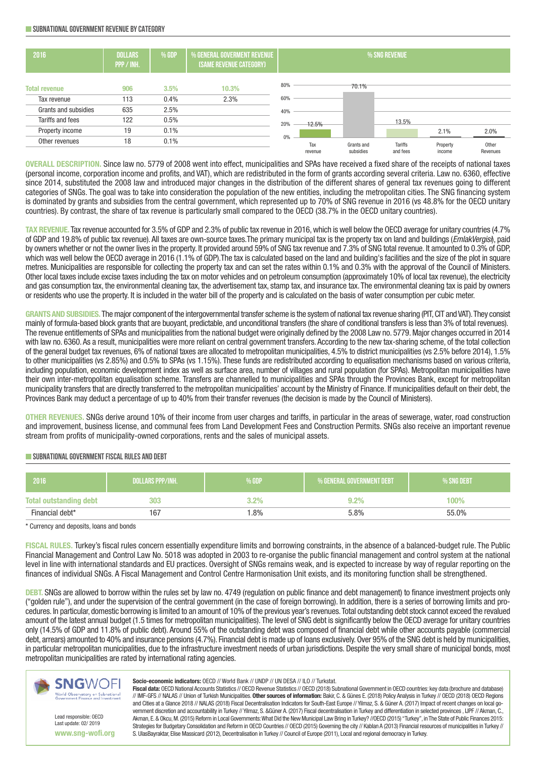## SUBNATIONAL GOVERNMENT REVENUE BY CATEGORY

| 2016 | DOLLARS PPP / INH. | % GDP | % GENERAL GOVERMENT REVENUE (SAME REVENUE CATEGORY) |
|---|---|---|---|
| **Total revenue** | **906** | **3.5%** | **10.3%** |
| Tax revenue | 113 | 0.4% | 2.3% |
| Grants and subsidies | 635 | 2.5% | |
| Tariffs and fees | 122 | 0.5% | |
| Property income | 19 | 0.1% | |
| Other revenues | 18 | 0.1% | |

% SNG REVENUE

80%
60%
40%
20%
0%

12.5%
70.1%
13.5%
2.1%
2.0%

Tax revenue
Grants and subsidies
Tariffs and fees
Property income
Other Revenues

**OVERALL DESCRIPTION.** Since law no. 5779 of 2008 went into effect, municipalities and SPAs have received a fixed share of the receipts of national taxes (personal income, corporation income and profits, and VAT), which are redistributed in the form of grants according several criteria. Law no. 6360, effective since 2014, substituted the 2008 law and introduced major changes in the distribution of the different shares of general tax revenues going to different categories of SNGs. The goal was to take into consideration the population of the new entities, including the metropolitan cities. The SNG financing system is dominated by grants and subsidies from the central government, which represented up to 70% of SNG revenue in 2016 (vs 48.8% for the OECD unitary countries). By contrast, the share of tax revenue is particularly small compared to the OECD (38.7% in the OECD unitary countries).

**TAX REVENUE.** Tax revenue accounted for 3.5% of GDP and 2.3% of public tax revenue in 2016, which is well below the OECD average for unitary countries (4.7% of GDP and 19.8% of public tax revenue). All taxes are own-source taxes.The primary municipal tax is the property tax on land and buildings (*EmlakVergisi*), paid by owners whether or not the owner lives in the property. It provided around 59% of SNG tax revenue and 7.3% of SNG total revenue. It amounted to 0.3% of GDP, which was well below the OECD average in 2016 (1.1% of GDP).The tax is calculated based on the land and building's facilities and the size of the plot in square metres. Municipalities are responsible for collecting the property tax and can set the rates within 0.1% and 0.3% with the approval of the Council of Ministers. Other local taxes include excise taxes including the tax on motor vehicles and on petroleum consumption (approximately 10% of local tax revenue), the electricity and gas consumption tax, the environmental cleaning tax, the advertisement tax, stamp tax, and insurance tax. The environmental cleaning tax is paid by owners or residents who use the property. It is included in the water bill of the property and is calculated on the basis of water consumption per cubic meter.

**GRANTS AND SUBSIDIES.** The major component of the intergovernmental transfer scheme is the system of national tax revenue sharing (PIT, CIT and VAT). They consist mainly of formula-based block grants that are buoyant, predictable, and unconditional transfers (the share of conditional transfers is less than 3% of total revenues). The revenue entitlements of SPAs and municipalities from the national budget were originally defined by the 2008 Law no. 5779. Major changes occurred in 2014 with law no. 6360. As a result, municipalities were more reliant on central government transfers. According to the new tax-sharing scheme, of the total collection of the general budget tax revenues, 6% of national taxes are allocated to metropolitan municipalities, 4.5% to district municipalities (vs 2.5% before 2014), 1.5% to other municipalities (vs 2.85%) and 0.5% to SPAs (vs 1.15%). These funds are redistributed according to equalisation mechanisms based on various criteria, including population, economic development index as well as surface area, number of villages and rural population (for SPAs). Metropolitan municipalities have their own inter-metropolitan equalisation scheme. Transfers are channelled to municipalities and SPAs through the Provinces Bank, except for metropolitan municipality transfers that are directly transferred to the metropolitan municipalities' account by the Ministry of Finance. If municipalities default on their debt, the Provinces Bank may deduct a percentage of up to 40% from their transfer revenues (the decision is made by the Council of Ministers).

**OTHER REVENUES.** SNGs derive around 10% of their income from user charges and tariffs, in particular in the areas of sewerage, water, road construction and improvement, business license, and communal fees from Land Development Fees and Construction Permits. SNGs also receive an important revenue stream from profits of municipality-owned corporations, rents and the sales of municipal assets.

## SUBNATIONAL GOVERNMENT FISCAL RULES AND DEBT

| 2016 | DOLLARS PPP/INH. | % GDP | % GENERAL GOVERNMENT DEBT | % SNG DEBT |
|---|---|---|---|---|
| **Total outstanding debt** | **303** | **3.2%** | **9.2%** | **100%** |
| Financial debt* | 167 | 1.8% | 5.8% | 55.0% |

\* Currency and deposits, loans and bonds

**FISCAL RULES.** Turkey's fiscal rules concern essentially expenditure limits and borrowing constraints, in the absence of a balanced-budget rule. The Public Financial Management and Control Law No. 5018 was adopted in 2003 to re-organise the public financial management and control system at the national level in line with international standards and EU practices. Oversight of SNGs remains weak, and is expected to increase by way of regular reporting on the finances of individual SNGs. A Fiscal Management and Control Centre Harmonisation Unit exists, and its monitoring function shall be strengthened.

**DEBT.** SNGs are allowed to borrow within the rules set by law no. 4749 (regulation on public finance and debt management) to finance investment projects only ("golden rule"), and under the supervision of the central government (in the case of foreign borrowing). In addition, there is a series of borrowing limits and procedures. In particular, domestic borrowing is limited to an amount of 10% of the previous year's revenues. Total outstanding debt stock cannot exceed the revalued amount of the latest annual budget (1.5 times for metropolitan municipalities). The level of SNG debt is significantly below the OECD average for unitary countries only (14.5% of GDP and 11.8% of public debt). Around 55% of the outstanding debt was composed of financial debt while other accounts payable (commercial debt, arrears) amounted to 40% and insurance pensions (4.7%). Financial debt is made up of loans exclusively. Over 95% of the SNG debt is held by municipalities, in particular metropolitan municipalities, due to the infrastructure investment needs of urban jurisdictions. Despite the very small share of municipal bonds, most metropolitan municipalities are rated by international rating agencies.

SNGWOFI
World Observatory on Subnational Government Finance and Investment

Lead responsible: OECD
Last update: 02/ 2019
www.sng-wofi.org

**Socio-economic indicators:** OECD // World Bank // UNDP // UN DESA // ILO // Turkstat.
**Fiscal data:** OECD National Accounts Statistics // OECD Revenue Statistics // OECD (2018) Subnational Government in OECD countries: key data (brochure and database) // IMF-GFS // NALAS // Union of Turkish Municipalities. **Other sources of information:** Bakir, C. & Günes E. (2018) Policy Analysis in Turkey // OECD (2018) OECD Regions and Cities at a Glance 2018 // NALAS (2018) Fiscal Decentralisation Indicators for South-East Europe // Yilmaz, S. & Güner A. (2017) Impact of recent changes on local government discretion and accountability in Turkey // Yilmaz, S. &Güner A. (2017) Fiscal decentralisation in Turkey and differentiation in selected provinces , IJPF // Akman, C., Akman, E. & Okcu, M. (2015) Reform in Local Governments: What Did the New Municipal Law Bring in Turkey? //OECD (2015) "Turkey", in The State of Public Finances 2015: Strategies for Budgetary Consolidation and Reform in OECD Countries // OECD (2015) Governing the city // Kablan A (2013) Financial resources of municipalities in Turkey // S. UlasBayraktar, Elise Massicard (2012), Decentralisation in Turkey // Council of Europe (2011), Local and regional democracy in Turkey.